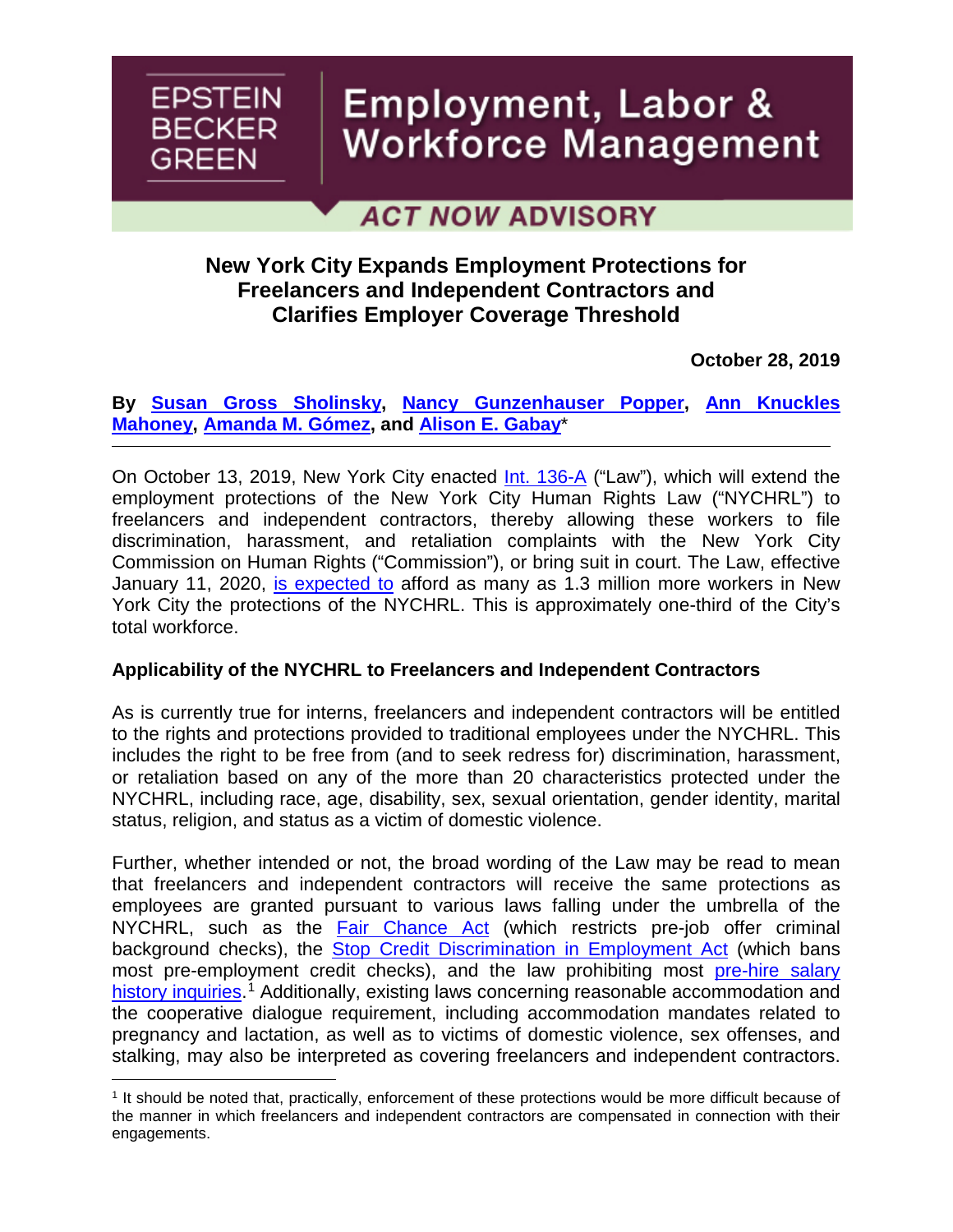EPSTEIN BECKER GREEN

# Employment, Labor & Workforce Management

**ACT NOW ADVISORY**

## New York City Expands Employment Protections for Freelancers and Independent Contractors and Clarifies Employer Coverage Threshold

**October 28, 2019**

**By Susan Gross Sholinsky, Nancy Gunzenhauser Popper, Ann Knuckles Mahoney, Amanda M. Gómez, and Alison E. Gabay***

---

On October 13, 2019, New York City enacted Int. 136-A ("Law"), which will extend the employment protections of the New York City Human Rights Law ("NYCHRL") to freelancers and independent contractors, thereby allowing these workers to file discrimination, harassment, and retaliation complaints with the New York City Commission on Human Rights ("Commission"), or bring suit in court. The Law, effective January 11, 2020, is expected to afford as many as 1.3 million more workers in New York City the protections of the NYCHRL. This is approximately one-third of the City's total workforce.

### Applicability of the NYCHRL to Freelancers and Independent Contractors

As is currently true for interns, freelancers and independent contractors will be entitled to the rights and protections provided to traditional employees under the NYCHRL. This includes the right to be free from (and to seek redress for) discrimination, harassment, or retaliation based on any of the more than 20 characteristics protected under the NYCHRL, including race, age, disability, sex, sexual orientation, gender identity, marital status, religion, and status as a victim of domestic violence.

Further, whether intended or not, the broad wording of the Law may be read to mean that freelancers and independent contractors will receive the same protections as employees are granted pursuant to various laws falling under the umbrella of the NYCHRL, such as the Fair Chance Act (which restricts pre-job offer criminal background checks), the Stop Credit Discrimination in Employment Act (which bans most pre-employment credit checks), and the law prohibiting most pre-hire salary history inquiries.[1] Additionally, existing laws concerning reasonable accommodation and the cooperative dialogue requirement, including accommodation mandates related to pregnancy and lactation, as well as to victims of domestic violence, sex offenses, and stalking, may also be interpreted as covering freelancers and independent contractors.

---

[1] It should be noted that, practically, enforcement of these protections would be more difficult because of the manner in which freelancers and independent contractors are compensated in connection with their engagements.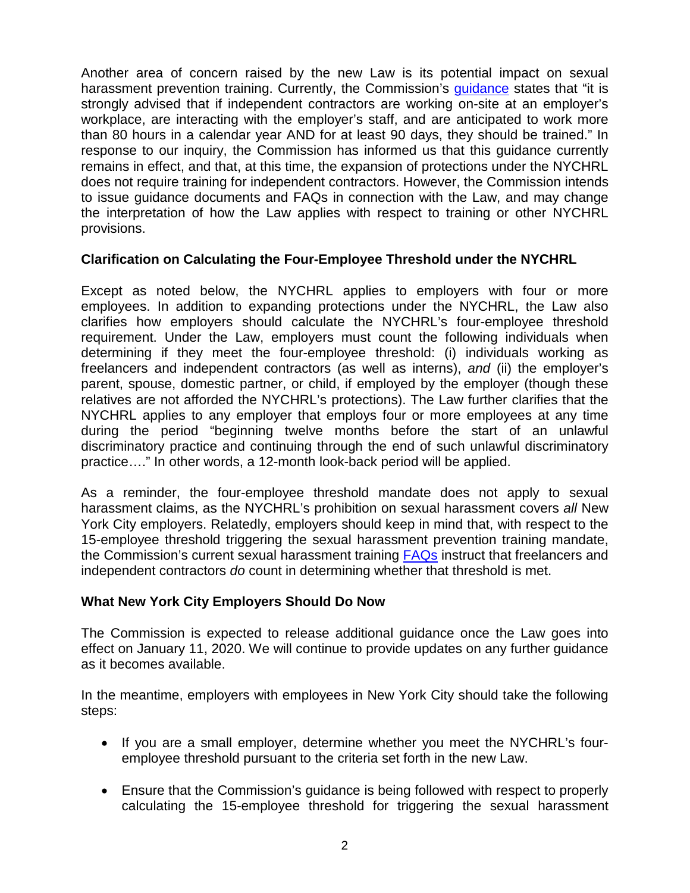Another area of concern raised by the new Law is its potential impact on sexual harassment prevention training. Currently, the Commission's guidance states that "it is strongly advised that if independent contractors are working on-site at an employer's workplace, are interacting with the employer's staff, and are anticipated to work more than 80 hours in a calendar year AND for at least 90 days, they should be trained." In response to our inquiry, the Commission has informed us that this guidance currently remains in effect, and that, at this time, the expansion of protections under the NYCHRL does not require training for independent contractors. However, the Commission intends to issue guidance documents and FAQs in connection with the Law, and may change the interpretation of how the Law applies with respect to training or other NYCHRL provisions.

**Clarification on Calculating the Four-Employee Threshold under the NYCHRL**

Except as noted below, the NYCHRL applies to employers with four or more employees. In addition to expanding protections under the NYCHRL, the Law also clarifies how employers should calculate the NYCHRL's four-employee threshold requirement. Under the Law, employers must count the following individuals when determining if they meet the four-employee threshold: (i) individuals working as freelancers and independent contractors (as well as interns), *and* (ii) the employer's parent, spouse, domestic partner, or child, if employed by the employer (though these relatives are not afforded the NYCHRL's protections). The Law further clarifies that the NYCHRL applies to any employer that employs four or more employees at any time during the period "beginning twelve months before the start of an unlawful discriminatory practice and continuing through the end of such unlawful discriminatory practice…." In other words, a 12-month look-back period will be applied.

As a reminder, the four-employee threshold mandate does not apply to sexual harassment claims, as the NYCHRL's prohibition on sexual harassment covers *all* New York City employers. Relatedly, employers should keep in mind that, with respect to the 15-employee threshold triggering the sexual harassment prevention training mandate, the Commission's current sexual harassment training FAQs instruct that freelancers and independent contractors *do* count in determining whether that threshold is met.

**What New York City Employers Should Do Now**

The Commission is expected to release additional guidance once the Law goes into effect on January 11, 2020. We will continue to provide updates on any further guidance as it becomes available.

In the meantime, employers with employees in New York City should take the following steps:

- If you are a small employer, determine whether you meet the NYCHRL's four-employee threshold pursuant to the criteria set forth in the new Law.
- Ensure that the Commission's guidance is being followed with respect to properly calculating the 15-employee threshold for triggering the sexual harassment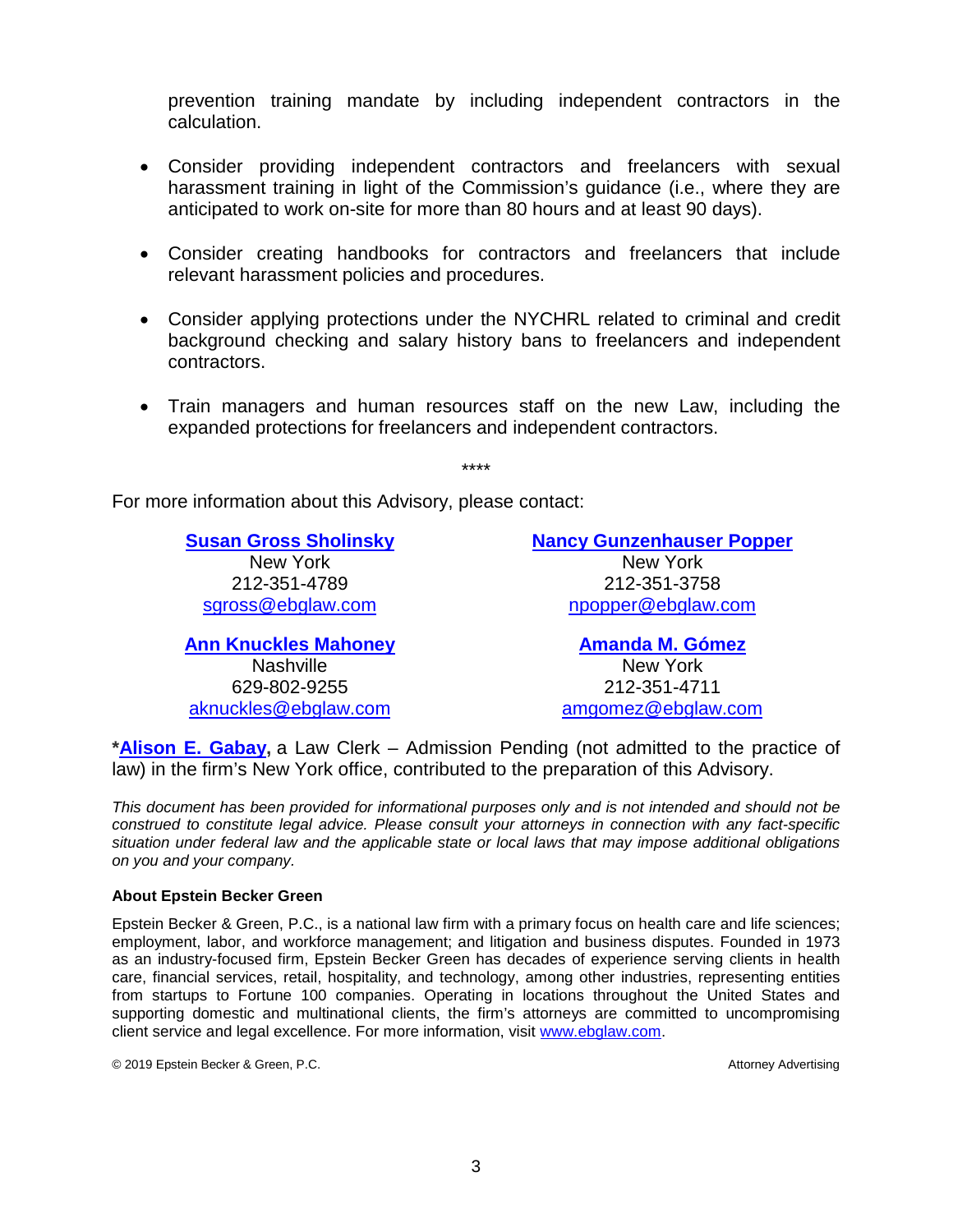prevention training mandate by including independent contractors in the calculation.

- Consider providing independent contractors and freelancers with sexual harassment training in light of the Commission's guidance (i.e., where they are anticipated to work on-site for more than 80 hours and at least 90 days).
- Consider creating handbooks for contractors and freelancers that include relevant harassment policies and procedures.
- Consider applying protections under the NYCHRL related to criminal and credit background checking and salary history bans to freelancers and independent contractors.
- Train managers and human resources staff on the new Law, including the expanded protections for freelancers and independent contractors.

****

For more information about this Advisory, please contact:

**Susan Gross Sholinsky**
New York
212-351-4789
sgross@ebglaw.com

**Nancy Gunzenhauser Popper**
New York
212-351-3758
npopper@ebglaw.com

**Ann Knuckles Mahoney**
Nashville
629-802-9255
aknuckles@ebglaw.com

**Amanda M. Gómez**
New York
212-351-4711
amgomez@ebglaw.com

***Alison E. Gabay,** a Law Clerk – Admission Pending (not admitted to the practice of law) in the firm's New York office, contributed to the preparation of this Advisory.

*This document has been provided for informational purposes only and is not intended and should not be construed to constitute legal advice. Please consult your attorneys in connection with any fact-specific situation under federal law and the applicable state or local laws that may impose additional obligations on you and your company.*

**About Epstein Becker Green**

Epstein Becker & Green, P.C., is a national law firm with a primary focus on health care and life sciences; employment, labor, and workforce management; and litigation and business disputes. Founded in 1973 as an industry-focused firm, Epstein Becker Green has decades of experience serving clients in health care, financial services, retail, hospitality, and technology, among other industries, representing entities from startups to Fortune 100 companies. Operating in locations throughout the United States and supporting domestic and multinational clients, the firm's attorneys are committed to uncompromising client service and legal excellence. For more information, visit www.ebglaw.com.

© 2019 Epstein Becker & Green, P.C. Attorney Advertising